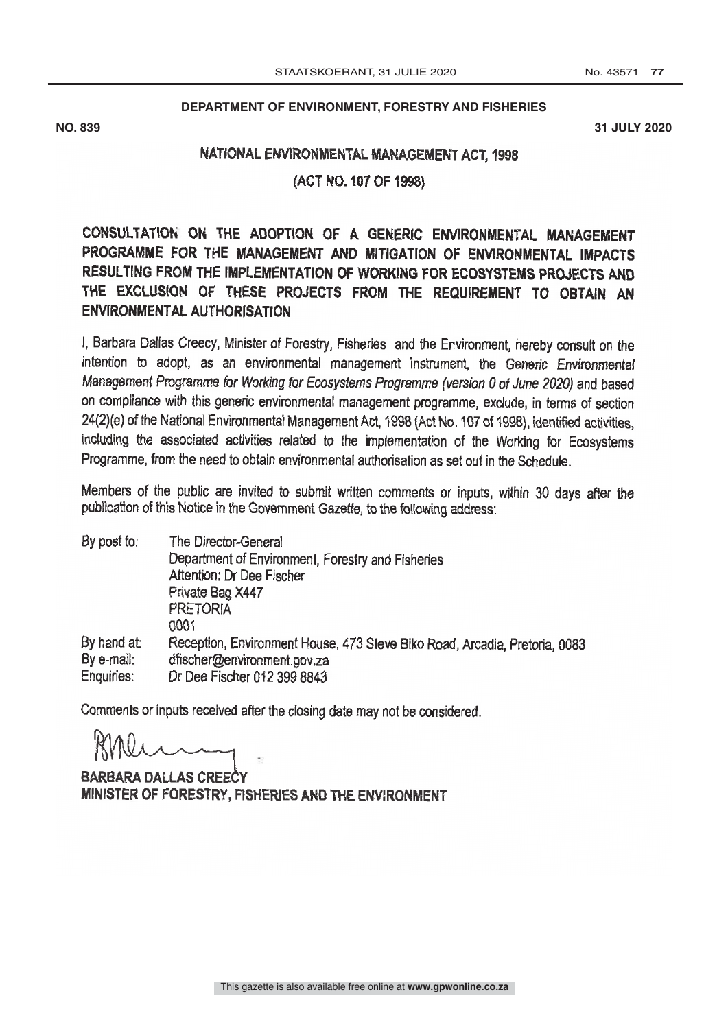**DEPARTMENT OF ENVIRONMENT, FORESTRY AND FISHERIES**

**NO. 839** **31 JULY 2020**

## NATIONAL ENVIRONMENTAL MANAGEMENT ACT, 1998

## (ACT NO. 107 OF 1998)

### CONSULTATION ON THE ADOPTION OF A GENERIC ENVIRONMENTAL MANAGEMENT PROGRAMME FOR THE MANAGEMENT AND MITIGATION OF ENVIRONMENTAL IMPACTS RESULTING FROM THE IMPLEMENTATION OF WORKING FOR ECOSYSTEMS PROJECTS AND THE EXCLUSION OF THESE PROJECTS FROM THE REQUIREMENT TO OBTAIN AN ENVIRONMENTAL AUTHORISATION

I, Barbara Dallas Creecy, Minister of Forestry, Fisheries and the Environment, hereby consult on the intention to adopt, as an environmental management instrument, the *Generic Environmental Management Programme for Working for Ecosystems Programme (version 0 of June 2020)* and based on compliance with this generic environmental management programme, exclude, in terms of section 24(2)(e) of the National Environmental Management Act, 1998 (Act No. 107 of 1998), identified activities, including the associated activities related to the implementation of the Working for Ecosystems Programme, from the need to obtain environmental authorisation as set out in the Schedule.

Members of the public are invited to submit written comments or inputs, within 30 days after the publication of this Notice in the Government Gazette, to the following address:

| | |
|---|---|
| By post to: | The Director-General<br>Department of Environment, Forestry and Fisheries<br>Attention: Dr Dee Fischer<br>Private Bag X447<br>PRETORIA<br>0001 |
| By hand at: | Reception, Environment House, 473 Steve Biko Road, Arcadia, Pretoria, 0083 |
| By e-mail: | dfischer@environment.gov.za |
| Enquiries: | Dr Dee Fischer 012 399 8843 |

Comments or inputs received after the closing date may not be considered.

**BARBARA DALLAS CREECY**
**MINISTER OF FORESTRY, FISHERIES AND THE ENVIRONMENT**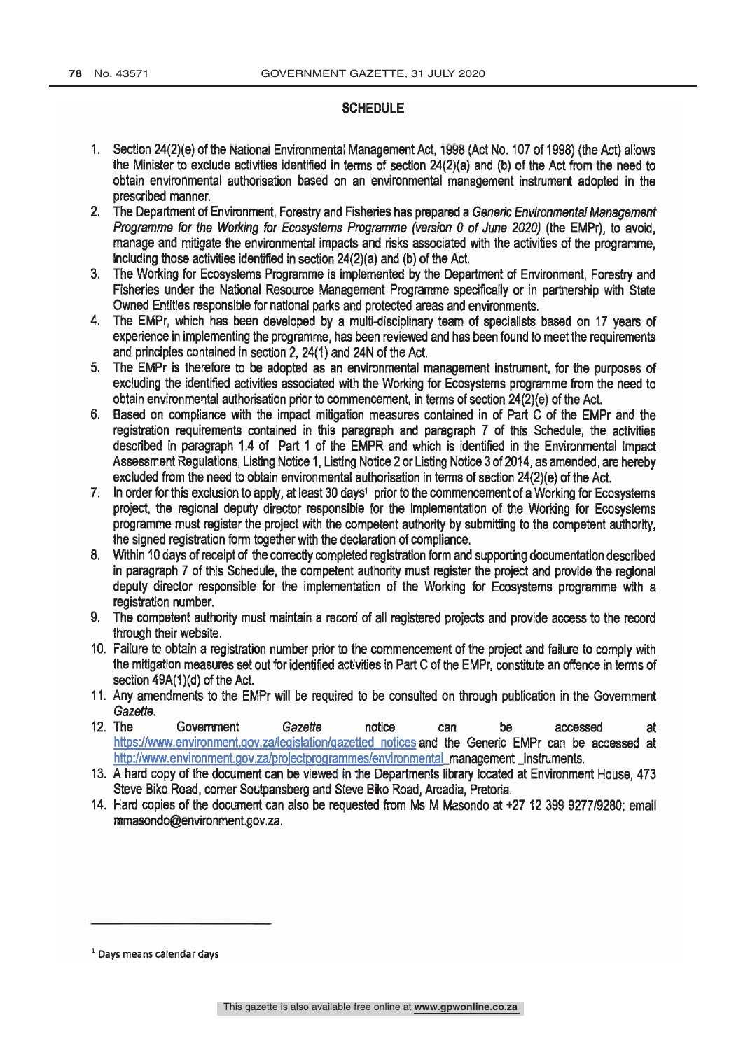## SCHEDULE

1. Section 24(2)(e) of the National Environmental Management Act, 1998 (Act No. 107 of 1998) (the Act) allows the Minister to exclude activities identified in terms of section 24(2)(a) and (b) of the Act from the need to obtain environmental authorisation based on an environmental management instrument adopted in the prescribed manner.
2. The Department of Environment, Forestry and Fisheries has prepared a *Generic Environmental Management Programme for the Working for Ecosystems Programme (version 0 of June 2020)* (the EMPr), to avoid, manage and mitigate the environmental impacts and risks associated with the activities of the programme, including those activities identified in section 24(2)(a) and (b) of the Act.
3. The Working for Ecosystems Programme is implemented by the Department of Environment, Forestry and Fisheries under the National Resource Management Programme specifically or in partnership with State Owned Entities responsible for national parks and protected areas and environments.
4. The EMPr, which has been developed by a multi-disciplinary team of specialists based on 17 years of experience in implementing the programme, has been reviewed and has been found to meet the requirements and principles contained in section 2, 24(1) and 24N of the Act.
5. The EMPr is therefore to be adopted as an environmental management instrument, for the purposes of excluding the identified activities associated with the Working for Ecosystems programme from the need to obtain environmental authorisation prior to commencement, in terms of section 24(2)(e) of the Act.
6. Based on compliance with the impact mitigation measures contained in of Part C of the EMPr and the registration requirements contained in this paragraph and paragraph 7 of this Schedule, the activities described in paragraph 1.4 of Part 1 of the EMPR and which is identified in the Environmental Impact Assessment Regulations, Listing Notice 1, Listing Notice 2 or Listing Notice 3 of 2014, as amended, are hereby excluded from the need to obtain environmental authorisation in terms of section 24(2)(e) of the Act.
7. In order for this exclusion to apply, at least 30 days[1] prior to the commencement of a Working for Ecosystems project, the regional deputy director responsible for the implementation of the Working for Ecosystems programme must register the project with the competent authority by submitting to the competent authority, the signed registration form together with the declaration of compliance.
8. Within 10 days of receipt of the correctly completed registration form and supporting documentation described in paragraph 7 of this Schedule, the competent authority must register the project and provide the regional deputy director responsible for the implementation of the Working for Ecosystems programme with a registration number.
9. The competent authority must maintain a record of all registered projects and provide access to the record through their website.
10. Failure to obtain a registration number prior to the commencement of the project and failure to comply with the mitigation measures set out for identified activities in Part C of the EMPr, constitute an offence in terms of section 49A(1)(d) of the Act.
11. Any amendments to the EMPr will be required to be consulted on through publication in the Government *Gazette*.
12. The Government *Gazette* notice can be accessed at https://www.environment.gov.za/legislation/gazetted_notices and the Generic EMPr can be accessed at http://www.environment.gov.za/projectprogrammes/environmental_management_instruments.
13. A hard copy of the document can be viewed in the Departments library located at Environment House, 473 Steve Biko Road, corner Soutpansberg and Steve Biko Road, Arcadia, Pretoria.
14. Hard copies of the document can also be requested from Ms M Masondo at +27 12 399 9277/9280; email mmasondo@environment.gov.za.

---

[1] Days means calendar days